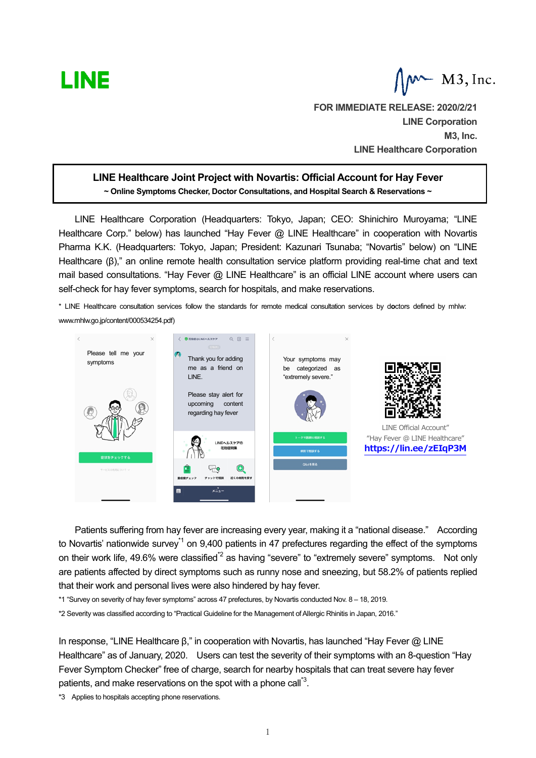LINE

M3, Inc.

**FOR IMMEDIATE RELEASE: 2020/2/21**
**LINE Corporation**
**M3, Inc.**
**LINE Healthcare Corporation**

# LINE Healthcare Joint Project with Novartis: Official Account for Hay Fever

**~ Online Symptoms Checker, Doctor Consultations, and Hospital Search & Reservations ~**

LINE Healthcare Corporation (Headquarters: Tokyo, Japan; CEO: Shinichiro Muroyama; “LINE Healthcare Corp.” below) has launched “Hay Fever @ LINE Healthcare” in cooperation with Novartis Pharma K.K. (Headquarters: Tokyo, Japan; President: Kazunari Tsunaba; “Novartis” below) on “LINE Healthcare (β),” an online remote health consultation service platform providing real-time chat and text mail based consultations. “Hay Fever @ LINE Healthcare” is an official LINE account where users can self-check for hay fever symptoms, search for hospitals, and make reservations.

\* LINE Healthcare consultation services follow the standards for remote medical consultation services by doctors defined by mhlw: www.mhlw.go.jp/content/000534254.pdf)

Please tell me your symptoms

Thank you for adding me as a friend on LINE.

Please stay alert for upcoming content regarding hay fever

Your symptoms may be categorized as “extremely severe.”

LINE Official Account” “Hay Fever @ LINE Healthcare”
https://lin.ee/zEIqP3M

Patients suffering from hay fever are increasing every year, making it a “national disease.” According to Novartis’ nationwide survey[1] on 9,400 patients in 47 prefectures regarding the effect of the symptoms on their work life, 49.6% were classified[2] as having “severe” to “extremely severe” symptoms. Not only are patients affected by direct symptoms such as runny nose and sneezing, but 58.2% of patients replied that their work and personal lives were also hindered by hay fever.

\*1 “Survey on severity of hay fever symptoms” across 47 prefectures, by Novartis conducted Nov. 8 – 18, 2019.

\*2 Severity was classified according to “Practical Guideline for the Management of Allergic Rhinitis in Japan, 2016.”

In response, “LINE Healthcare β,” in cooperation with Novartis, has launched “Hay Fever @ LINE Healthcare” as of January, 2020. Users can test the severity of their symptoms with an 8-question “Hay Fever Symptom Checker” free of charge, search for nearby hospitals that can treat severe hay fever patients, and make reservations on the spot with a phone call[3].

\*3 Applies to hospitals accepting phone reservations.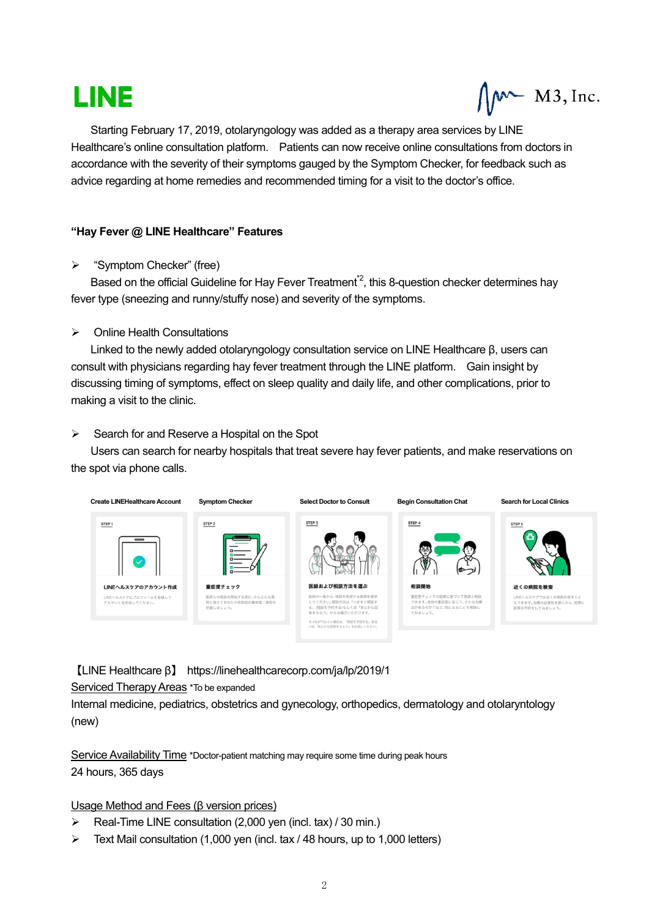Starting February 17, 2019, otolaryngology was added as a therapy area services by LINE Healthcare's online consultation platform. Patients can now receive online consultations from doctors in accordance with the severity of their symptoms gauged by the Symptom Checker, for feedback such as advice regarding at home remedies and recommended timing for a visit to the doctor's office.

**"Hay Fever @ LINE Healthcare" Features**

- "Symptom Checker" (free)

  Based on the official Guideline for Hay Fever Treatment[*2], this 8-question checker determines hay fever type (sneezing and runny/stuffy nose) and severity of the symptoms.

- Online Health Consultations

  Linked to the newly added otolaryngology consultation service on LINE Healthcare β, users can consult with physicians regarding hay fever treatment through the LINE platform. Gain insight by discussing timing of symptoms, effect on sleep quality and daily life, and other complications, prior to making a visit to the clinic.

- Search for and Reserve a Hospital on the Spot

  Users can search for nearby hospitals that treat severe hay fever patients, and make reservations on the spot via phone calls.

Create LINEHealthcare Account

STEP 1

LINEヘルスケアのアカウント作成

Symptom Checker

STEP 2

重症度チェック

Select Doctor to Consult

STEP 3

医師および相談方法を選ぶ

Begin Consultation Chat

STEP 4

相談開始

Search for Local Clinics

STEP 5

近くの病院を検索

【LINE Healthcare β】 https://linehealthcarecorp.com/ja/lp/2019/1

<u>Serviced Therapy Areas</u> *To be expanded

Internal medicine, pediatrics, obstetrics and gynecology, orthopedics, dermatology and otolaryntology (new)

<u>Service Availability Time</u> *Doctor-patient matching may require some time during peak hours

24 hours, 365 days

<u>Usage Method and Fees (β version prices)</u>

- Real-Time LINE consultation (2,000 yen (incl. tax) / 30 min.)
- Text Mail consultation (1,000 yen (incl. tax / 48 hours, up to 1,000 letters)